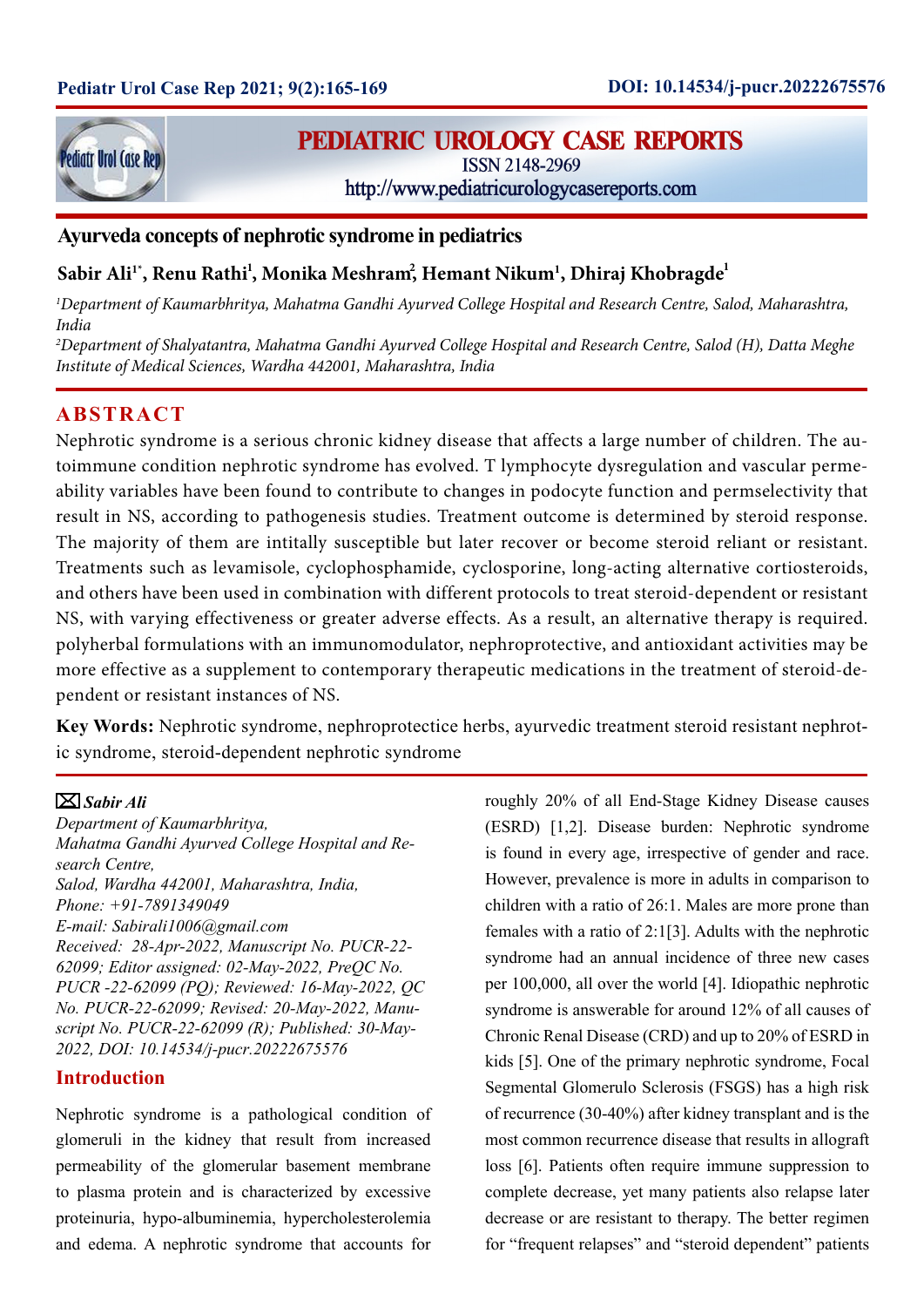# Ayurveda concepts of nephrotic syndrome in pediatrics

**Sabir Ali[1*], Renu Rathi[1], Monika Meshram[2], Hemant Nikum[1], Dhiraj Khobragde[1]**

*[1]Department of Kaumarbhritya, Mahatma Gandhi Ayurved College Hospital and Research Centre, Salod, Maharashtra, India*

*[2]Department of Shalyatantra, Mahatma Gandhi Ayurved College Hospital and Research Centre, Salod (H), Datta Meghe Institute of Medical Sciences, Wardha 442001, Maharashtra, India*

## ABSTRACT

Nephrotic syndrome is a serious chronic kidney disease that affects a large number of children. The autoimmune condition nephrotic syndrome has evolved. T lymphocyte dysregulation and vascular permeability variables have been found to contribute to changes in podocyte function and permselectivity that result in NS, according to pathogenesis studies. Treatment outcome is determined by steroid response. The majority of them are intitally susceptible but later recover or become steroid reliant or resistant. Treatments such as levamisole, cyclophosphamide, cyclosporine, long-acting alternative cortiosteroids, and others have been used in combination with different protocols to treat steroid-dependent or resistant NS, with varying effectiveness or greater adverse effects. As a result, an alternative therapy is required. polyherbal formulations with an immunomodulator, nephroprotective, and antioxidant activities may be more effective as a supplement to contemporary therapeutic medications in the treatment of steroid-dependent or resistant instances of NS.

**Key Words:** Nephrotic syndrome, nephroprotectice herbs, ayurvedic treatment steroid resistant nephrotic syndrome, steroid-dependent nephrotic syndrome

***Sabir Ali***
*Department of Kaumarbhritya,*
*Mahatma Gandhi Ayurved College Hospital and Research Centre,*
*Salod, Wardha 442001, Maharashtra, India,*
*Phone: +91-7891349049*
*E-mail: Sabirali1006@gmail.com*
*Received: 28-Apr-2022, Manuscript No. PUCR-22-62099; Editor assigned: 02-May-2022, PreQC No. PUCR -22-62099 (PQ); Reviewed: 16-May-2022, QC No. PUCR-22-62099; Revised: 20-May-2022, Manuscript No. PUCR-22-62099 (R); Published: 30-May-2022, DOI: 10.14534/j-pucr.20222675576*

## Introduction

Nephrotic syndrome is a pathological condition of glomeruli in the kidney that result from increased permeability of the glomerular basement membrane to plasma protein and is characterized by excessive proteinuria, hypo-albuminemia, hypercholesterolemia and edema. A nephrotic syndrome that accounts for roughly 20% of all End-Stage Kidney Disease causes (ESRD) [1,2]. Disease burden: Nephrotic syndrome is found in every age, irrespective of gender and race. However, prevalence is more in adults in comparison to children with a ratio of 26:1. Males are more prone than females with a ratio of 2:1[3]. Adults with the nephrotic syndrome had an annual incidence of three new cases per 100,000, all over the world [4]. Idiopathic nephrotic syndrome is answerable for around 12% of all causes of Chronic Renal Disease (CRD) and up to 20% of ESRD in kids [5]. One of the primary nephrotic syndrome, Focal Segmental Glomerulo Sclerosis (FSGS) has a high risk of recurrence (30-40%) after kidney transplant and is the most common recurrence disease that results in allograft loss [6]. Patients often require immune suppression to complete decrease, yet many patients also relapse later decrease or are resistant to therapy. The better regimen for "frequent relapses" and "steroid dependent" patients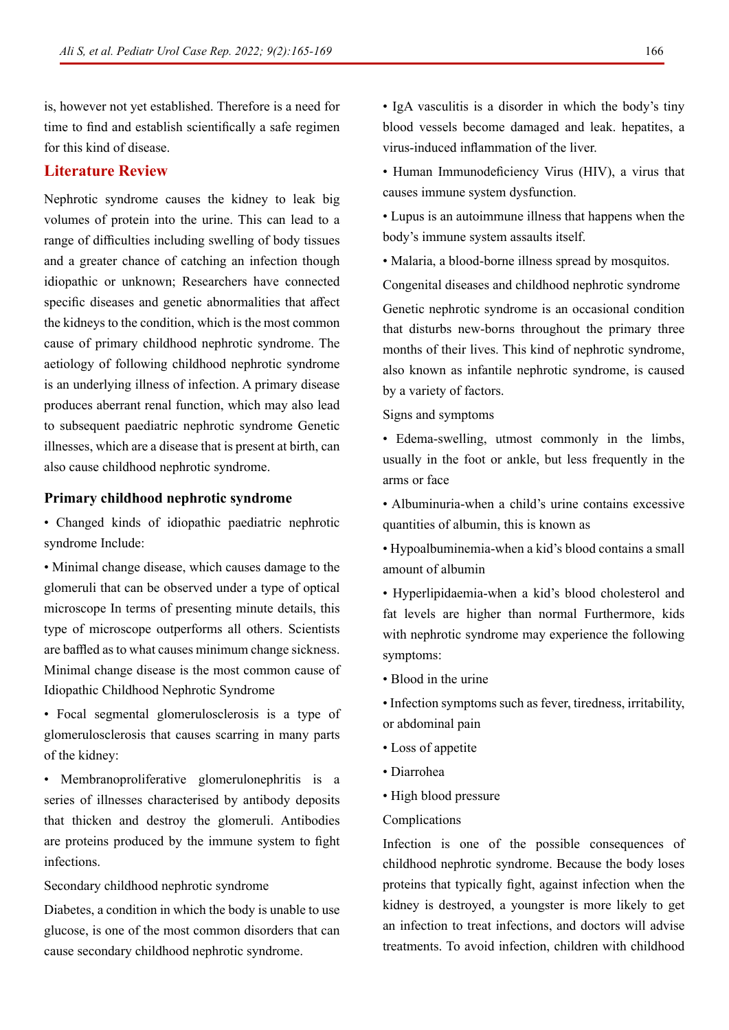is, however not yet established. Therefore is a need for time to find and establish scientifically a safe regimen for this kind of disease.

## Literature Review

Nephrotic syndrome causes the kidney to leak big volumes of protein into the urine. This can lead to a range of difficulties including swelling of body tissues and a greater chance of catching an infection though idiopathic or unknown; Researchers have connected specific diseases and genetic abnormalities that affect the kidneys to the condition, which is the most common cause of primary childhood nephrotic syndrome. The aetiology of following childhood nephrotic syndrome is an underlying illness of infection. A primary disease produces aberrant renal function, which may also lead to subsequent paediatric nephrotic syndrome Genetic illnesses, which are a disease that is present at birth, can also cause childhood nephrotic syndrome.

### Primary childhood nephrotic syndrome

• Changed kinds of idiopathic paediatric nephrotic syndrome Include:

• Minimal change disease, which causes damage to the glomeruli that can be observed under a type of optical microscope In terms of presenting minute details, this type of microscope outperforms all others. Scientists are baffled as to what causes minimum change sickness. Minimal change disease is the most common cause of Idiopathic Childhood Nephrotic Syndrome

• Focal segmental glomerulosclerosis is a type of glomerulosclerosis that causes scarring in many parts of the kidney:

• Membranoproliferative glomerulonephritis is a series of illnesses characterised by antibody deposits that thicken and destroy the glomeruli. Antibodies are proteins produced by the immune system to fight infections.

Secondary childhood nephrotic syndrome

Diabetes, a condition in which the body is unable to use glucose, is one of the most common disorders that can cause secondary childhood nephrotic syndrome.

• IgA vasculitis is a disorder in which the body's tiny blood vessels become damaged and leak. hepatites, a virus-induced inflammation of the liver.

• Human Immunodeficiency Virus (HIV), a virus that causes immune system dysfunction.

• Lupus is an autoimmune illness that happens when the body's immune system assaults itself.

• Malaria, a blood-borne illness spread by mosquitos.

Congenital diseases and childhood nephrotic syndrome

Genetic nephrotic syndrome is an occasional condition that disturbs new-borns throughout the primary three months of their lives. This kind of nephrotic syndrome, also known as infantile nephrotic syndrome, is caused by a variety of factors.

Signs and symptoms

• Edema-swelling, utmost commonly in the limbs, usually in the foot or ankle, but less frequently in the arms or face

• Albuminuria-when a child's urine contains excessive quantities of albumin, this is known as

• Hypoalbuminemia-when a kid's blood contains a small amount of albumin

• Hyperlipidaemia-when a kid's blood cholesterol and fat levels are higher than normal Furthermore, kids with nephrotic syndrome may experience the following symptoms:

• Blood in the urine

• Infection symptoms such as fever, tiredness, irritability, or abdominal pain

• Loss of appetite

• Diarrhoea

• High blood pressure

Complications

Infection is one of the possible consequences of childhood nephrotic syndrome. Because the body loses proteins that typically fight, against infection when the kidney is destroyed, a youngster is more likely to get an infection to treat infections, and doctors will advise treatments. To avoid infection, children with childhood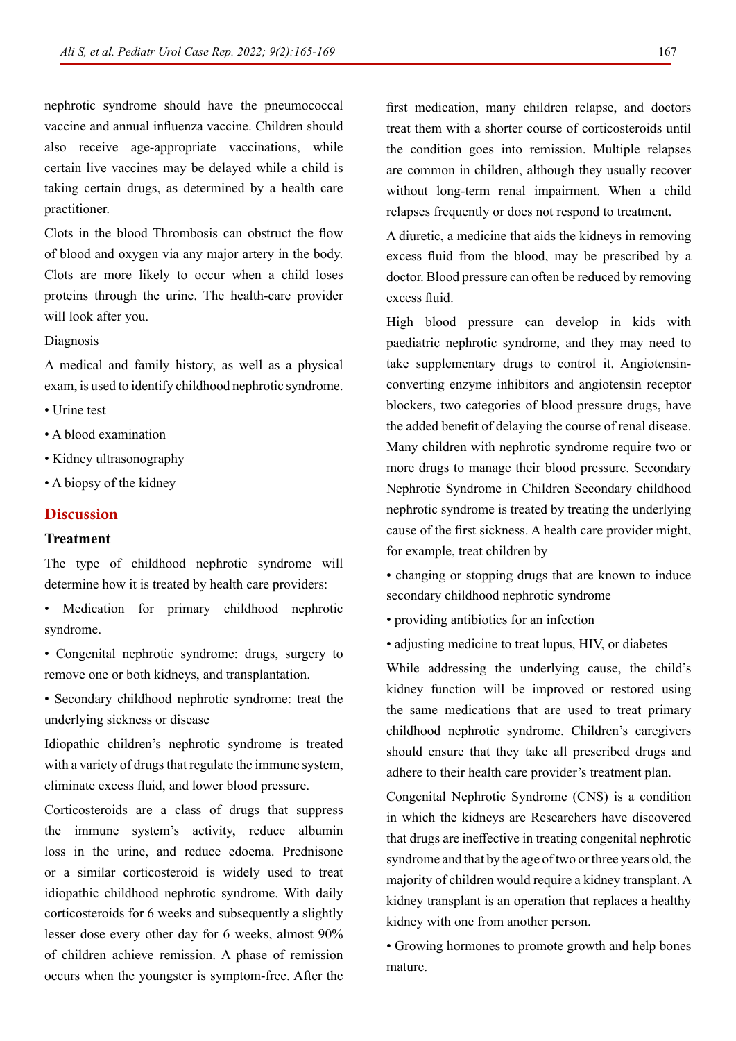nephrotic syndrome should have the pneumococcal vaccine and annual influenza vaccine. Children should also receive age-appropriate vaccinations, while certain live vaccines may be delayed while a child is taking certain drugs, as determined by a health care practitioner.

Clots in the blood Thrombosis can obstruct the flow of blood and oxygen via any major artery in the body. Clots are more likely to occur when a child loses proteins through the urine. The health-care provider will look after you.

Diagnosis

A medical and family history, as well as a physical exam, is used to identify childhood nephrotic syndrome.

- Urine test
- A blood examination
- Kidney ultrasonography
- A biopsy of the kidney

## Discussion

### Treatment

The type of childhood nephrotic syndrome will determine how it is treated by health care providers:

- Medication for primary childhood nephrotic syndrome.
- Congenital nephrotic syndrome: drugs, surgery to remove one or both kidneys, and transplantation.
- Secondary childhood nephrotic syndrome: treat the underlying sickness or disease

Idiopathic children's nephrotic syndrome is treated with a variety of drugs that regulate the immune system, eliminate excess fluid, and lower blood pressure.

Corticosteroids are a class of drugs that suppress the immune system's activity, reduce albumin loss in the urine, and reduce edoema. Prednisone or a similar corticosteroid is widely used to treat idiopathic childhood nephrotic syndrome. With daily corticosteroids for 6 weeks and subsequently a slightly lesser dose every other day for 6 weeks, almost 90% of children achieve remission. A phase of remission occurs when the youngster is symptom-free. After the first medication, many children relapse, and doctors treat them with a shorter course of corticosteroids until the condition goes into remission. Multiple relapses are common in children, although they usually recover without long-term renal impairment. When a child relapses frequently or does not respond to treatment.

A diuretic, a medicine that aids the kidneys in removing excess fluid from the blood, may be prescribed by a doctor. Blood pressure can often be reduced by removing excess fluid.

High blood pressure can develop in kids with paediatric nephrotic syndrome, and they may need to take supplementary drugs to control it. Angiotensin-converting enzyme inhibitors and angiotensin receptor blockers, two categories of blood pressure drugs, have the added benefit of delaying the course of renal disease. Many children with nephrotic syndrome require two or more drugs to manage their blood pressure. Secondary Nephrotic Syndrome in Children Secondary childhood nephrotic syndrome is treated by treating the underlying cause of the first sickness. A health care provider might, for example, treat children by

- changing or stopping drugs that are known to induce secondary childhood nephrotic syndrome
- providing antibiotics for an infection
- adjusting medicine to treat lupus, HIV, or diabetes

While addressing the underlying cause, the child's kidney function will be improved or restored using the same medications that are used to treat primary childhood nephrotic syndrome. Children's caregivers should ensure that they take all prescribed drugs and adhere to their health care provider's treatment plan.

Congenital Nephrotic Syndrome (CNS) is a condition in which the kidneys are Researchers have discovered that drugs are ineffective in treating congenital nephrotic syndrome and that by the age of two or three years old, the majority of children would require a kidney transplant. A kidney transplant is an operation that replaces a healthy kidney with one from another person.

- Growing hormones to promote growth and help bones mature.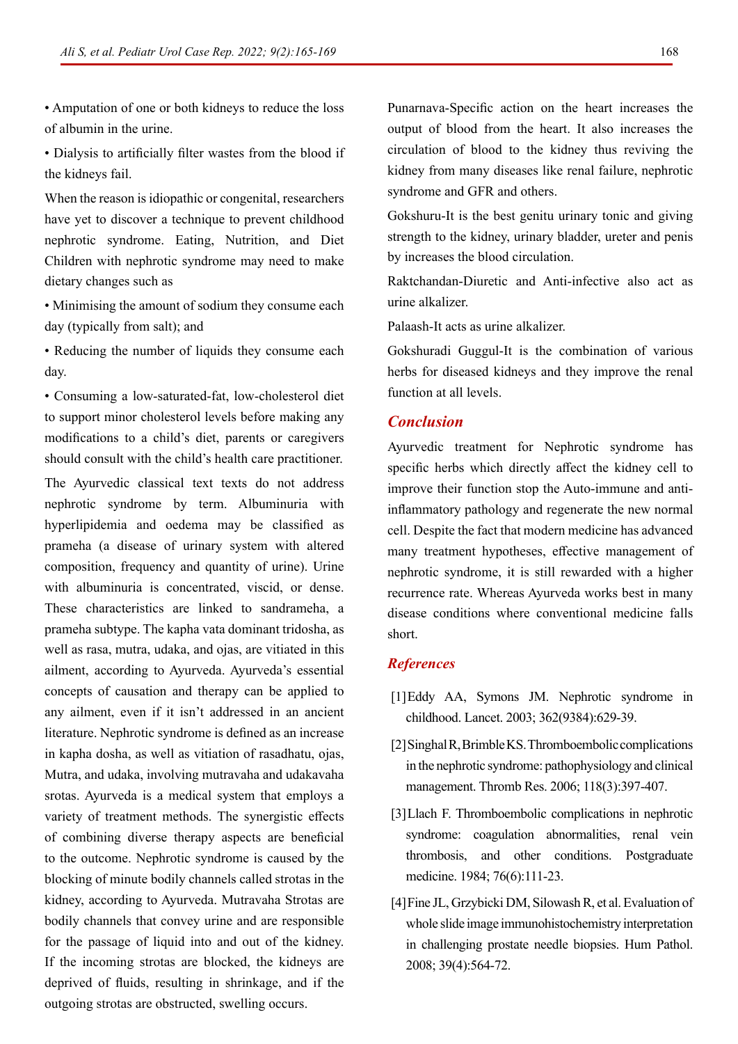• Amputation of one or both kidneys to reduce the loss of albumin in the urine.

• Dialysis to artificially filter wastes from the blood if the kidneys fail.

When the reason is idiopathic or congenital, researchers have yet to discover a technique to prevent childhood nephrotic syndrome. Eating, Nutrition, and Diet Children with nephrotic syndrome may need to make dietary changes such as

• Minimising the amount of sodium they consume each day (typically from salt); and

• Reducing the number of liquids they consume each day.

• Consuming a low-saturated-fat, low-cholesterol diet to support minor cholesterol levels before making any modifications to a child's diet, parents or caregivers should consult with the child's health care practitioner.

The Ayurvedic classical text texts do not address nephrotic syndrome by term. Albuminuria with hyperlipidemia and oedema may be classified as prameha (a disease of urinary system with altered composition, frequency and quantity of urine). Urine with albuminuria is concentrated, viscid, or dense. These characteristics are linked to sandrameha, a prameha subtype. The kapha vata dominant tridosha, as well as rasa, mutra, udaka, and ojas, are vitiated in this ailment, according to Ayurveda. Ayurveda's essential concepts of causation and therapy can be applied to any ailment, even if it isn't addressed in an ancient literature. Nephrotic syndrome is defined as an increase in kapha dosha, as well as vitiation of rasadhatu, ojas, Mutra, and udaka, involving mutravaha and udakavaha srotas. Ayurveda is a medical system that employs a variety of treatment methods. The synergistic effects of combining diverse therapy aspects are beneficial to the outcome. Nephrotic syndrome is caused by the blocking of minute bodily channels called strotas in the kidney, according to Ayurveda. Mutravaha Strotas are bodily channels that convey urine and are responsible for the passage of liquid into and out of the kidney. If the incoming strotas are blocked, the kidneys are deprived of fluids, resulting in shrinkage, and if the outgoing strotas are obstructed, swelling occurs.

Punarnava-Specific action on the heart increases the output of blood from the heart. It also increases the circulation of blood to the kidney thus reviving the kidney from many diseases like renal failure, nephrotic syndrome and GFR and others.

Gokshuru-It is the best genitu urinary tonic and giving strength to the kidney, urinary bladder, ureter and penis by increases the blood circulation.

Raktchandan-Diuretic and Anti-infective also act as urine alkalizer.

Palaash-It acts as urine alkalizer.

Gokshuradi Guggul-It is the combination of various herbs for diseased kidneys and they improve the renal function at all levels.

## Conclusion

Ayurvedic treatment for Nephrotic syndrome has specific herbs which directly affect the kidney cell to improve their function stop the Auto-immune and anti-inflammatory pathology and regenerate the new normal cell. Despite the fact that modern medicine has advanced many treatment hypotheses, effective management of nephrotic syndrome, it is still rewarded with a higher recurrence rate. Whereas Ayurveda works best in many disease conditions where conventional medicine falls short.

## References

[1] Eddy AA, Symons JM. Nephrotic syndrome in childhood. Lancet. 2003; 362(9384):629-39.

[2] Singhal R, Brimble KS. Thromboembolic complications in the nephrotic syndrome: pathophysiology and clinical management. Thromb Res. 2006; 118(3):397-407.

[3] Llach F. Thromboembolic complications in nephrotic syndrome: coagulation abnormalities, renal vein thrombosis, and other conditions. Postgraduate medicine. 1984; 76(6):111-23.

[4] Fine JL, Grzybicki DM, Silowash R, et al. Evaluation of whole slide image immunohistochemistry interpretation in challenging prostate needle biopsies. Hum Pathol. 2008; 39(4):564-72.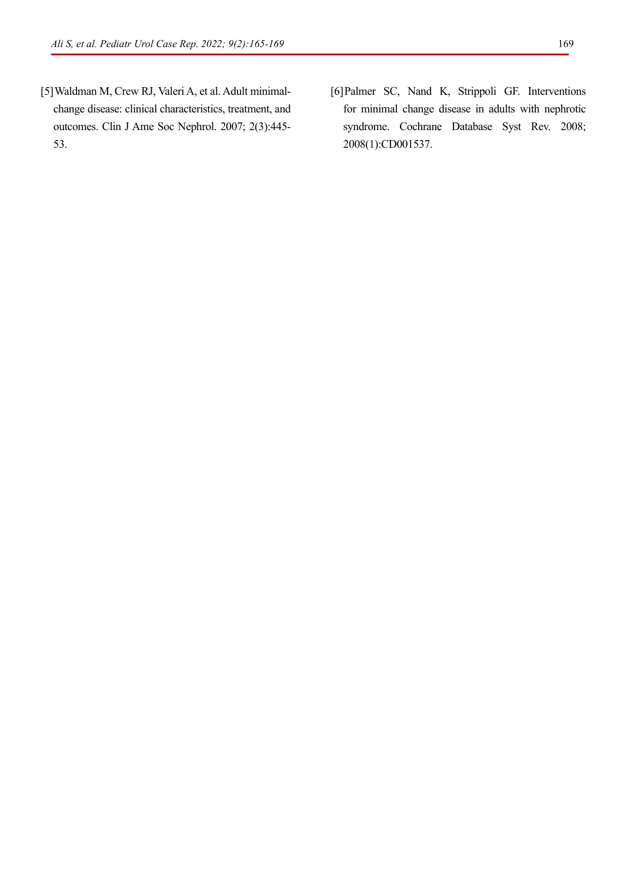[5] Waldman M, Crew RJ, Valeri A, et al. Adult minimal-change disease: clinical characteristics, treatment, and outcomes. Clin J Ame Soc Nephrol. 2007; 2(3):445-53.

[6] Palmer SC, Nand K, Strippoli GF. Interventions for minimal change disease in adults with nephrotic syndrome. Cochrane Database Syst Rev. 2008; 2008(1):CD001537.